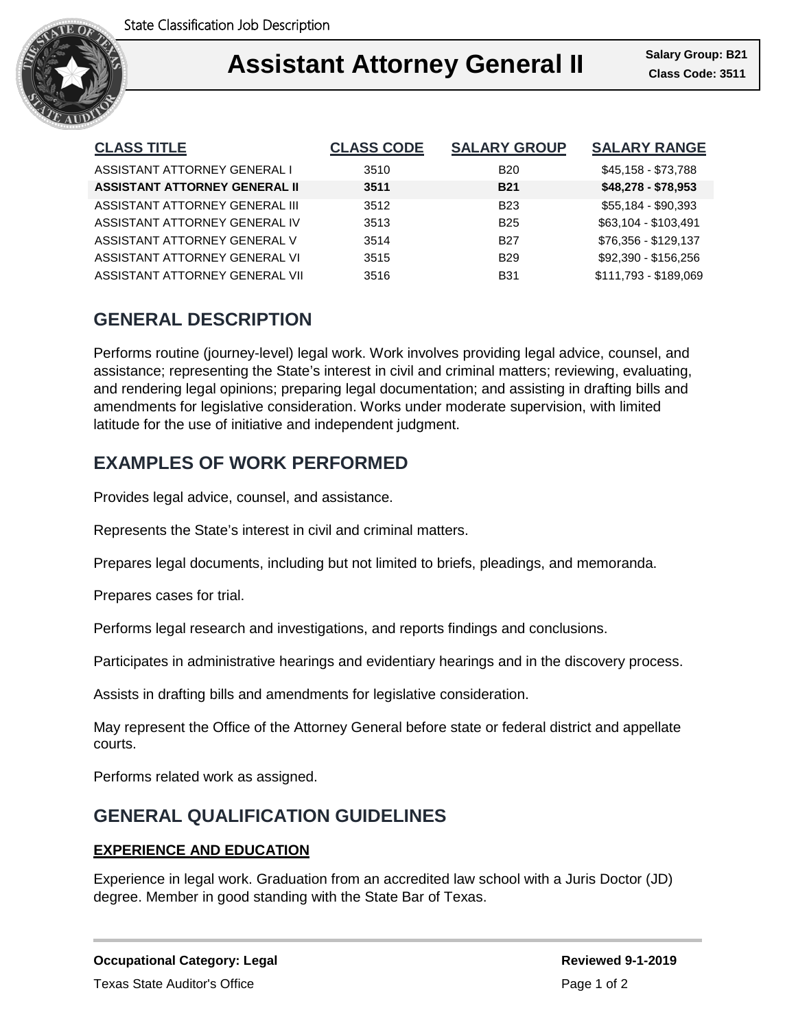State Classification Job Description

# Assistant Attorney General II

**Salary Group: B21**
**Class Code: 3511**

| CLASS TITLE | CLASS CODE | SALARY GROUP | SALARY RANGE |
|---|---|---|---|
| ASSISTANT ATTORNEY GENERAL I | 3510 | B20 | $45,158 - $73,788 |
| **ASSISTANT ATTORNEY GENERAL II** | **3511** | **B21** | **$48,278 - $78,953** |
| ASSISTANT ATTORNEY GENERAL III | 3512 | B23 | $55,184 - $90,393 |
| ASSISTANT ATTORNEY GENERAL IV | 3513 | B25 | $63,104 - $103,491 |
| ASSISTANT ATTORNEY GENERAL V | 3514 | B27 | $76,356 - $129,137 |
| ASSISTANT ATTORNEY GENERAL VI | 3515 | B29 | $92,390 - $156,256 |
| ASSISTANT ATTORNEY GENERAL VII | 3516 | B31 | $111,793 - $189,069 |

## GENERAL DESCRIPTION

Performs routine (journey-level) legal work. Work involves providing legal advice, counsel, and assistance; representing the State's interest in civil and criminal matters; reviewing, evaluating, and rendering legal opinions; preparing legal documentation; and assisting in drafting bills and amendments for legislative consideration. Works under moderate supervision, with limited latitude for the use of initiative and independent judgment.

## EXAMPLES OF WORK PERFORMED

Provides legal advice, counsel, and assistance.

Represents the State's interest in civil and criminal matters.

Prepares legal documents, including but not limited to briefs, pleadings, and memoranda.

Prepares cases for trial.

Performs legal research and investigations, and reports findings and conclusions.

Participates in administrative hearings and evidentiary hearings and in the discovery process.

Assists in drafting bills and amendments for legislative consideration.

May represent the Office of the Attorney General before state or federal district and appellate courts.

Performs related work as assigned.

## GENERAL QUALIFICATION GUIDELINES

### EXPERIENCE AND EDUCATION

Experience in legal work. Graduation from an accredited law school with a Juris Doctor (JD) degree. Member in good standing with the State Bar of Texas.

**Occupational Category: Legal**

**Reviewed 9-1-2019**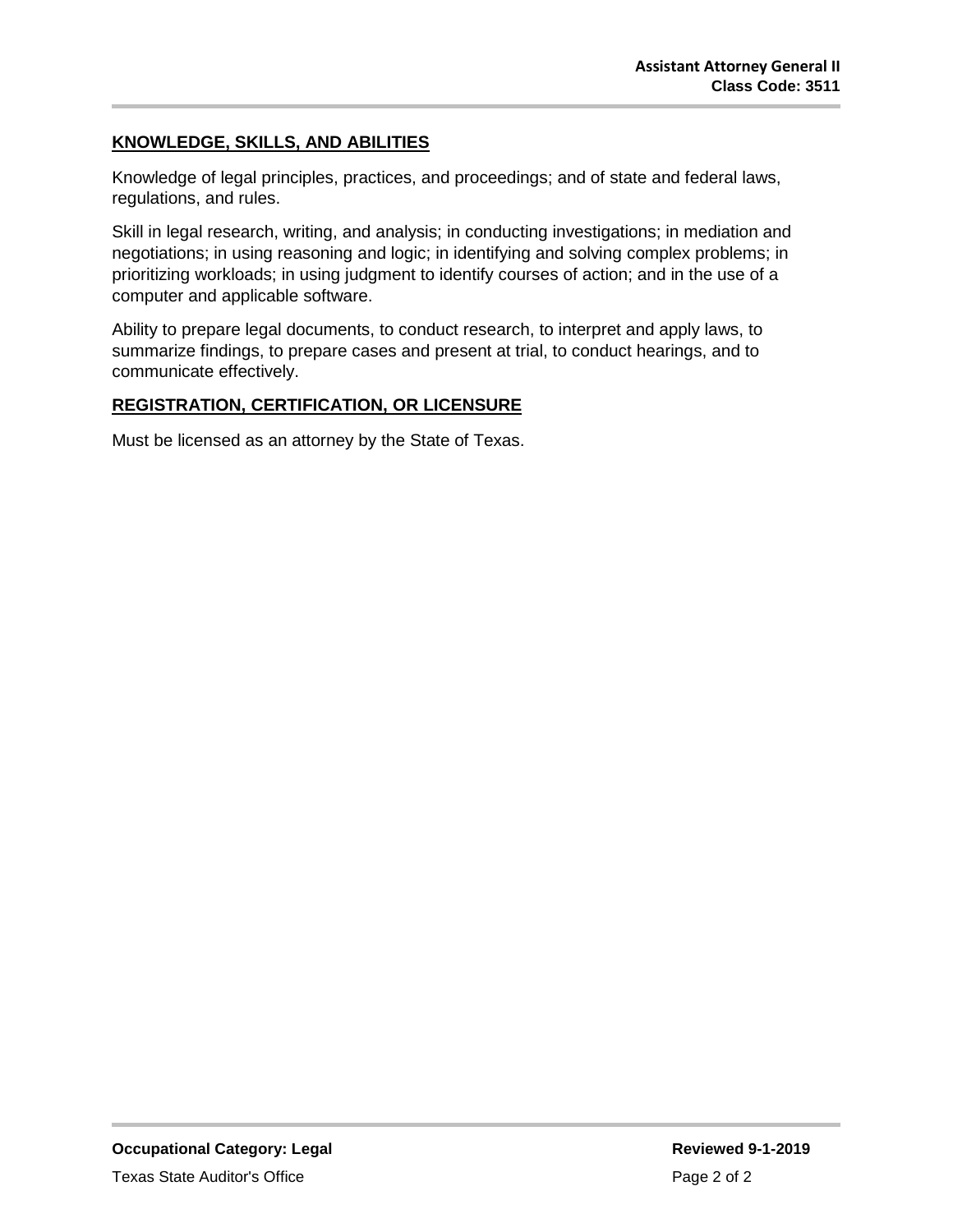## KNOWLEDGE, SKILLS, AND ABILITIES

Knowledge of legal principles, practices, and proceedings; and of state and federal laws, regulations, and rules.

Skill in legal research, writing, and analysis; in conducting investigations; in mediation and negotiations; in using reasoning and logic; in identifying and solving complex problems; in prioritizing workloads; in using judgment to identify courses of action; and in the use of a computer and applicable software.

Ability to prepare legal documents, to conduct research, to interpret and apply laws, to summarize findings, to prepare cases and present at trial, to conduct hearings, and to communicate effectively.

## REGISTRATION, CERTIFICATION, OR LICENSURE

Must be licensed as an attorney by the State of Texas.